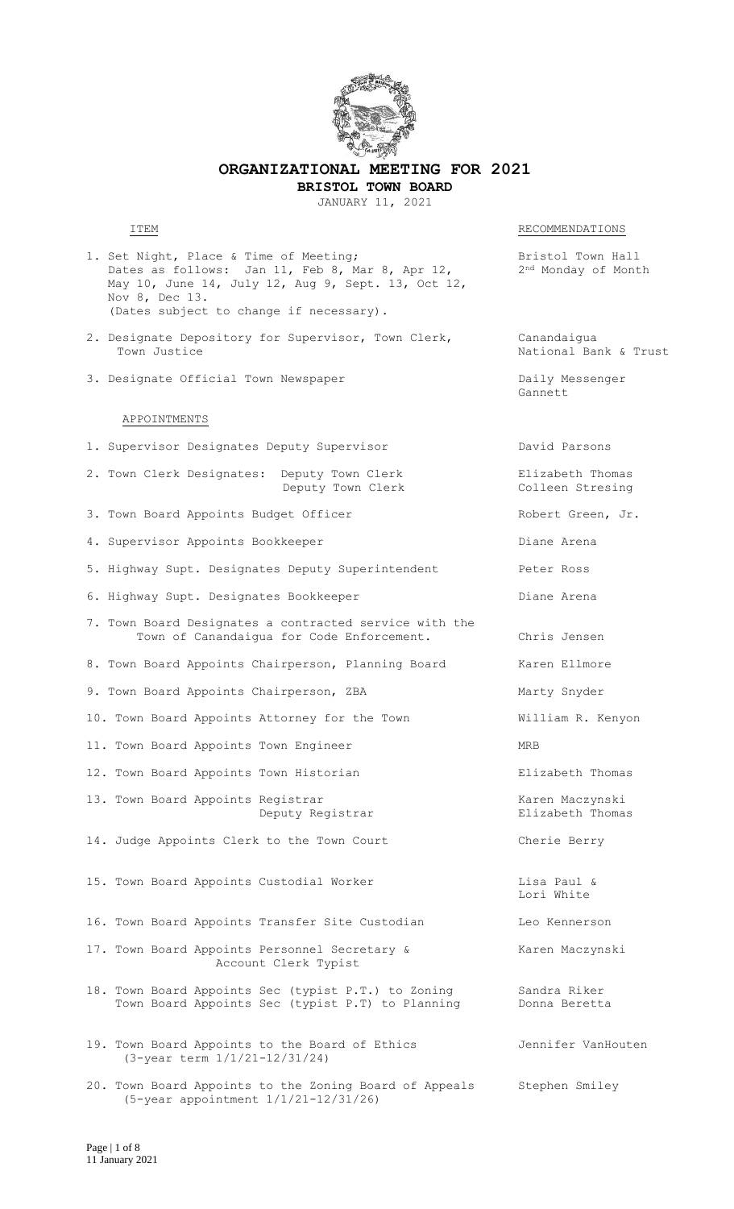# ORGANIZATIONAL MEETING FOR 2021

## BRISTOL TOWN BOARD

JANUARY 11, 2021

| ITEM | RECOMMENDATIONS |
|---|---|
| 1. Set Night, Place & Time of Meeting; Dates as follows: Jan 11, Feb 8, Mar 8, Apr 12, May 10, June 14, July 12, Aug 9, Sept. 13, Oct 12, Nov 8, Dec 13. (Dates subject to change if necessary). | Bristol Town Hall 2nd Monday of Month |
| 2. Designate Depository for Supervisor, Town Clerk, Town Justice | Canandaigua National Bank & Trust |
| 3. Designate Official Town Newspaper | Daily Messenger Gannett |

APPOINTMENTS

| ITEM | RECOMMENDATIONS |
|---|---|
| 1. Supervisor Designates Deputy Supervisor | David Parsons |
| 2. Town Clerk Designates: Deputy Town Clerk<br>Deputy Town Clerk | Elizabeth Thomas<br>Colleen Stresing |
| 3. Town Board Appoints Budget Officer | Robert Green, Jr. |
| 4. Supervisor Appoints Bookkeeper | Diane Arena |
| 5. Highway Supt. Designates Deputy Superintendent | Peter Ross |
| 6. Highway Supt. Designates Bookkeeper | Diane Arena |
| 7. Town Board Designates a contracted service with the Town of Canandaigua for Code Enforcement. | Chris Jensen |
| 8. Town Board Appoints Chairperson, Planning Board | Karen Ellmore |
| 9. Town Board Appoints Chairperson, ZBA | Marty Snyder |
| 10. Town Board Appoints Attorney for the Town | William R. Kenyon |
| 11. Town Board Appoints Town Engineer | MRB |
| 12. Town Board Appoints Town Historian | Elizabeth Thomas |
| 13. Town Board Appoints Registrar<br>Deputy Registrar | Karen Maczynski<br>Elizabeth Thomas |
| 14. Judge Appoints Clerk to the Town Court | Cherie Berry |
| 15. Town Board Appoints Custodial Worker | Lisa Paul & Lori White |
| 16. Town Board Appoints Transfer Site Custodian | Leo Kennerson |
| 17. Town Board Appoints Personnel Secretary & Account Clerk Typist | Karen Maczynski |
| 18. Town Board Appoints Sec (typist P.T.) to Zoning<br>Town Board Appoints Sec (typist P.T) to Planning | Sandra Riker<br>Donna Beretta |
| 19. Town Board Appoints to the Board of Ethics (3-year term 1/1/21-12/31/24) | Jennifer VanHouten |
| 20. Town Board Appoints to the Zoning Board of Appeals (5-year appointment 1/1/21-12/31/26) | Stephen Smiley |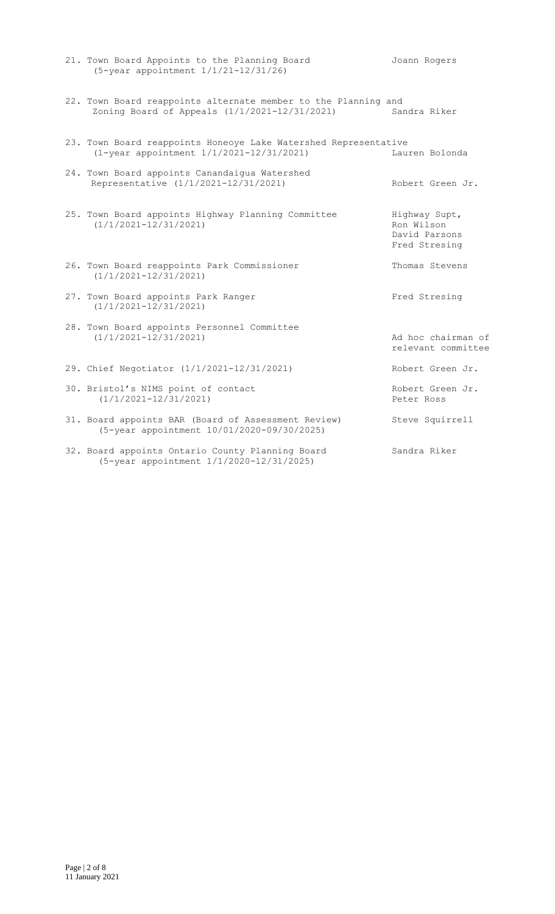21. Town Board Appoints to the Planning Board (5-year appointment 1/1/21-12/31/26) — Joann Rogers

22. Town Board reappoints alternate member to the Planning and Zoning Board of Appeals (1/1/2021-12/31/2021) — Sandra Riker

23. Town Board reappoints Honeoye Lake Watershed Representative (1-year appointment 1/1/2021-12/31/2021) — Lauren Bolonda

24. Town Board appoints Canandaigua Watershed Representative (1/1/2021-12/31/2021) — Robert Green Jr.

25. Town Board appoints Highway Planning Committee (1/1/2021-12/31/2021) — Highway Supt, Ron Wilson, David Parsons, Fred Stresing

26. Town Board reappoints Park Commissioner (1/1/2021-12/31/2021) — Thomas Stevens

27. Town Board appoints Park Ranger (1/1/2021-12/31/2021) — Fred Stresing

28. Town Board appoints Personnel Committee (1/1/2021-12/31/2021) — Ad hoc chairman of relevant committee

29. Chief Negotiator (1/1/2021-12/31/2021) — Robert Green Jr.

30. Bristol's NIMS point of contact (1/1/2021-12/31/2021) — Robert Green Jr., Peter Ross

31. Board appoints BAR (Board of Assessment Review) (5-year appointment 10/01/2020-09/30/2025) — Steve Squirrell

32. Board appoints Ontario County Planning Board (5-year appointment 1/1/2020-12/31/2025) — Sandra Riker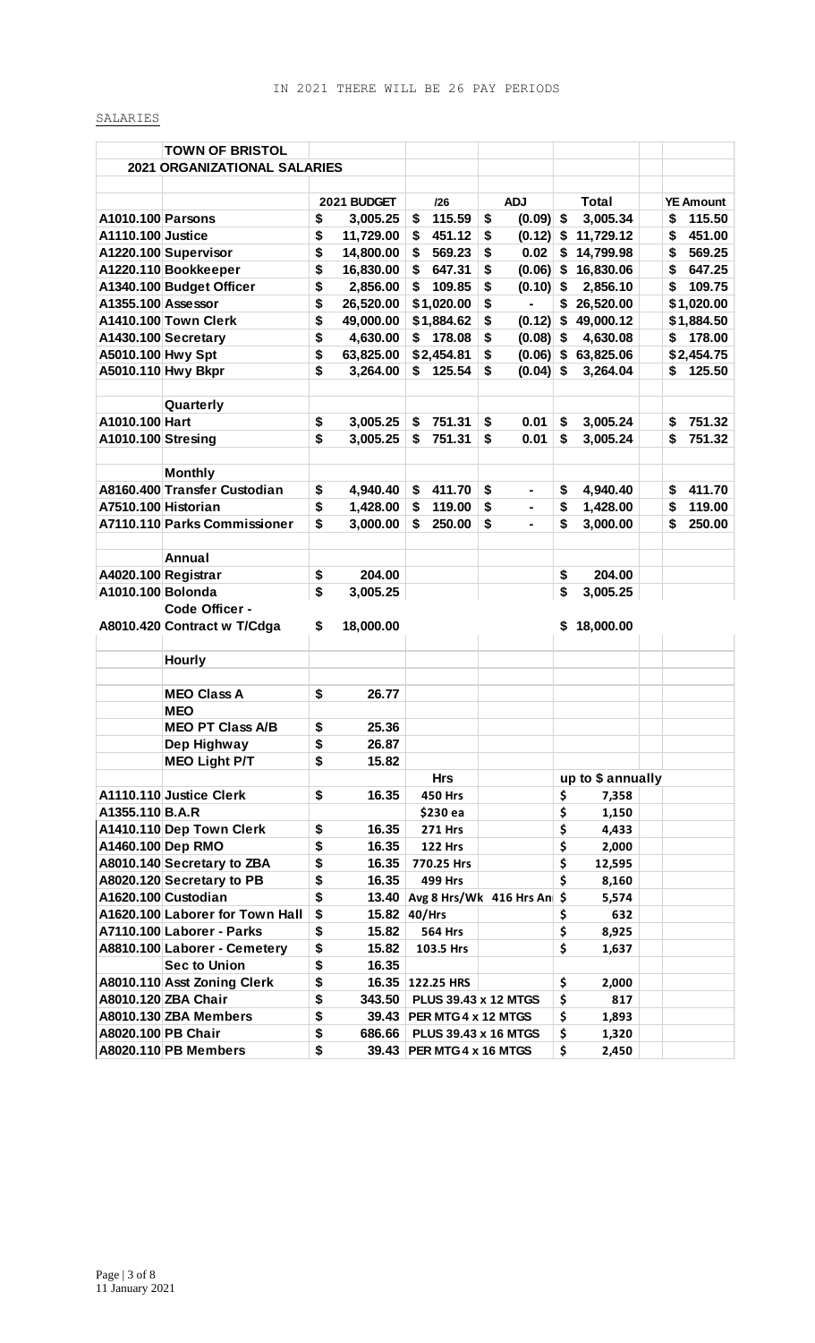IN 2021 THERE WILL BE 26 PAY PERIODS

SALARIES

| | TOWN OF BRISTOL | | | | | | |
|---|---|---|---|---|---|---|---|
| | **2021 ORGANIZATIONAL SALARIES** | | | | | | |
| | | **2021 BUDGET** | **/26** | **ADJ** | **Total** | | **YE Amount** |
| **A1010.100** | **Parsons** | $ 3,005.25 | $ 115.59 | $ (0.09) | $ 3,005.34 | | $ 115.50 |
| **A1110.100** | **Justice** | $ 11,729.00 | $ 451.12 | $ (0.12) | $ 11,729.12 | | $ 451.00 |
| **A1220.100** | **Supervisor** | $ 14,800.00 | $ 569.23 | $ 0.02 | $ 14,799.98 | | $ 569.25 |
| **A1220.110** | **Bookkeeper** | $ 16,830.00 | $ 647.31 | $ (0.06) | $ 16,830.06 | | $ 647.25 |
| **A1340.100** | **Budget Officer** | $ 2,856.00 | $ 109.85 | $ (0.10) | $ 2,856.10 | | $ 109.75 |
| **A1355.100** | **Assessor** | $ 26,520.00 | $1,020.00 | $ - | $ 26,520.00 | | $1,020.00 |
| **A1410.100** | **Town Clerk** | $ 49,000.00 | $1,884.62 | $ (0.12) | $ 49,000.12 | | $1,884.50 |
| **A1430.100** | **Secretary** | $ 4,630.00 | $ 178.08 | $ (0.08) | $ 4,630.08 | | $ 178.00 |
| **A5010.100** | **Hwy Spt** | $ 63,825.00 | $2,454.81 | $ (0.06) | $ 63,825.06 | | $2,454.75 |
| **A5010.110** | **Hwy Bkpr** | $ 3,264.00 | $ 125.54 | $ (0.04) | $ 3,264.04 | | $ 125.50 |
| | | | | | | | |
| | **Quarterly** | | | | | | |
| **A1010.100** | **Hart** | $ 3,005.25 | $ 751.31 | $ 0.01 | $ 3,005.24 | | $ 751.32 |
| **A1010.100** | **Stresing** | $ 3,005.25 | $ 751.31 | $ 0.01 | $ 3,005.24 | | $ 751.32 |
| | | | | | | | |
| | **Monthly** | | | | | | |
| **A8160.400** | **Transfer Custodian** | $ 4,940.40 | $ 411.70 | $ - | $ 4,940.40 | | $ 411.70 |
| **A7510.100** | **Historian** | $ 1,428.00 | $ 119.00 | $ - | $ 1,428.00 | | $ 119.00 |
| **A7110.110** | **Parks Commissioner** | $ 3,000.00 | $ 250.00 | $ - | $ 3,000.00 | | $ 250.00 |
| | | | | | | | |
| | **Annual** | | | | | | |
| **A4020.100** | **Registrar** | $ 204.00 | | | $ 204.00 | | |
| **A1010.100** | **Bolonda** | $ 3,005.25 | | | $ 3,005.25 | | |
| | **Code Officer -** | | | | | | |
| **A8010.420** | **Contract w T/Cdga** | $ 18,000.00 | | | $ 18,000.00 | | |
| | | | | | | | |
| | **Hourly** | | | | | | |
| | | | | | | | |
| | **MEO Class A** | $ 26.77 | | | | | |
| | **MEO** | | | | | | |
| | **MEO PT Class A/B** | $ 25.36 | | | | | |
| | **Dep Highway** | $ 26.87 | | | | | |
| | **MEO Light P/T** | $ 15.82 | | | | | |
| | | | **Hrs** | | **up to $ annually** | | |
| **A1110.110** | **Justice Clerk** | $ 16.35 | 450 Hrs | | $ 7,358 | | |
| **A1355.110** | **B.A.R** | | $230 ea | | $ 1,150 | | |
| **A1410.110** | **Dep Town Clerk** | $ 16.35 | 271 Hrs | | $ 4,433 | | |
| **A1460.100** | **Dep RMO** | $ 16.35 | 122 Hrs | | $ 2,000 | | |
| **A8010.140** | **Secretary to ZBA** | $ 16.35 | 770.25 Hrs | | $ 12,595 | | |
| **A8020.120** | **Secretary to PB** | $ 16.35 | 499 Hrs | | $ 8,160 | | |
| **A1620.100** | **Custodian** | $ 13.40 | Avg 8 Hrs/Wk 416 Hrs An | | $ 5,574 | | |
| **A1620.100** | **Laborer for Town Hall** | $ 15.82 | 40/Hrs | | $ 632 | | |
| **A7110.100** | **Laborer - Parks** | $ 15.82 | 564 Hrs | | $ 8,925 | | |
| **A8810.100** | **Laborer - Cemetery** | $ 15.82 | 103.5 Hrs | | $ 1,637 | | |
| | **Sec to Union** | $ 16.35 | | | | | |
| **A8010.110** | **Asst Zoning Clerk** | $ 16.35 | 122.25 HRS | | $ 2,000 | | |
| **A8010.120** | **ZBA Chair** | $ 343.50 | PLUS 39.43 x 12 MTGS | | $ 817 | | |
| **A8010.130** | **ZBA Members** | $ 39.43 | PER MTG 4 x 12 MTGS | | $ 1,893 | | |
| **A8020.100** | **PB Chair** | $ 686.66 | PLUS 39.43 x 16 MTGS | | $ 1,320 | | |
| **A8020.110** | **PB Members** | $ 39.43 | PER MTG 4 x 16 MTGS | | $ 2,450 | | |

11 January 2021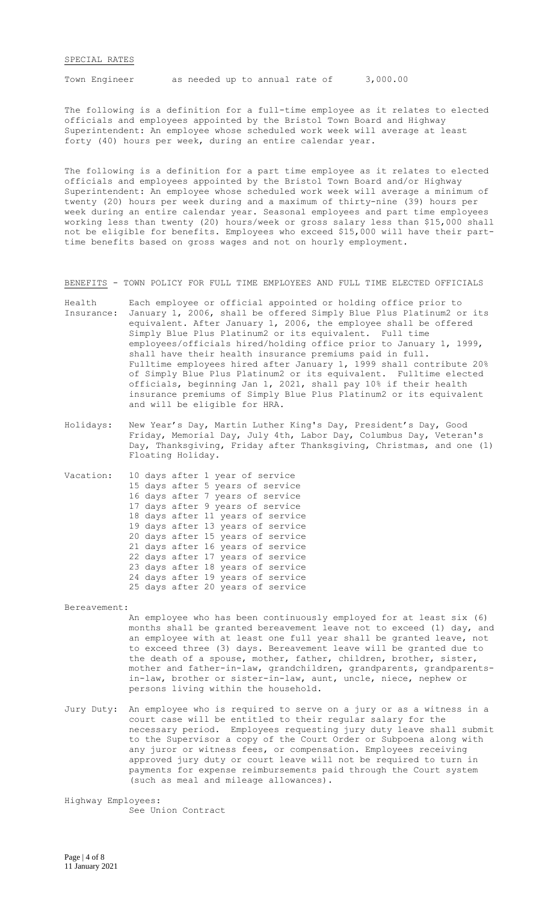SPECIAL RATES

Town Engineer as needed up to annual rate of 3,000.00

The following is a definition for a full-time employee as it relates to elected officials and employees appointed by the Bristol Town Board and Highway Superintendent: An employee whose scheduled work week will average at least forty (40) hours per week, during an entire calendar year.

The following is a definition for a part time employee as it relates to elected officials and employees appointed by the Bristol Town Board and/or Highway Superintendent: An employee whose scheduled work week will average a minimum of twenty (20) hours per week during and a maximum of thirty-nine (39) hours per week during an entire calendar year. Seasonal employees and part time employees working less than twenty (20) hours/week or gross salary less than $15,000 shall not be eligible for benefits. Employees who exceed $15,000 will have their part-time benefits based on gross wages and not on hourly employment.

BENEFITS - TOWN POLICY FOR FULL TIME EMPLOYEES AND FULL TIME ELECTED OFFICIALS

**Health Insurance:** Each employee or official appointed or holding office prior to January 1, 2006, shall be offered Simply Blue Plus Platinum2 or its equivalent. After January 1, 2006, the employee shall be offered Simply Blue Plus Platinum2 or its equivalent. Full time employees/officials hired/holding office prior to January 1, 1999, shall have their health insurance premiums paid in full. Fulltime employees hired after January 1, 1999 shall contribute 20% of Simply Blue Plus Platinum2 or its equivalent. Fulltime elected officials, beginning Jan 1, 2021, shall pay 10% if their health insurance premiums of Simply Blue Plus Platinum2 or its equivalent and will be eligible for HRA.

**Holidays:** New Year's Day, Martin Luther King's Day, President's Day, Good Friday, Memorial Day, July 4th, Labor Day, Columbus Day, Veteran's Day, Thanksgiving, Friday after Thanksgiving, Christmas, and one (1) Floating Holiday.

**Vacation:**
- 10 days after 1 year of service
- 15 days after 5 years of service
- 16 days after 7 years of service
- 17 days after 9 years of service
- 18 days after 11 years of service
- 19 days after 13 years of service
- 20 days after 15 years of service
- 21 days after 16 years of service
- 22 days after 17 years of service
- 23 days after 18 years of service
- 24 days after 19 years of service
- 25 days after 20 years of service

**Bereavement:**
An employee who has been continuously employed for at least six (6) months shall be granted bereavement leave not to exceed (1) day, and an employee with at least one full year shall be granted leave, not to exceed three (3) days. Bereavement leave will be granted due to the death of a spouse, mother, father, children, brother, sister, mother and father-in-law, grandchildren, grandparents, grandparents-in-law, brother or sister-in-law, aunt, uncle, niece, nephew or persons living within the household.

**Jury Duty:** An employee who is required to serve on a jury or as a witness in a court case will be entitled to their regular salary for the necessary period. Employees requesting jury duty leave shall submit to the Supervisor a copy of the Court Order or Subpoena along with any juror or witness fees, or compensation. Employees receiving approved jury duty or court leave will not be required to turn in payments for expense reimbursements paid through the Court system (such as meal and mileage allowances).

**Highway Employees:**
See Union Contract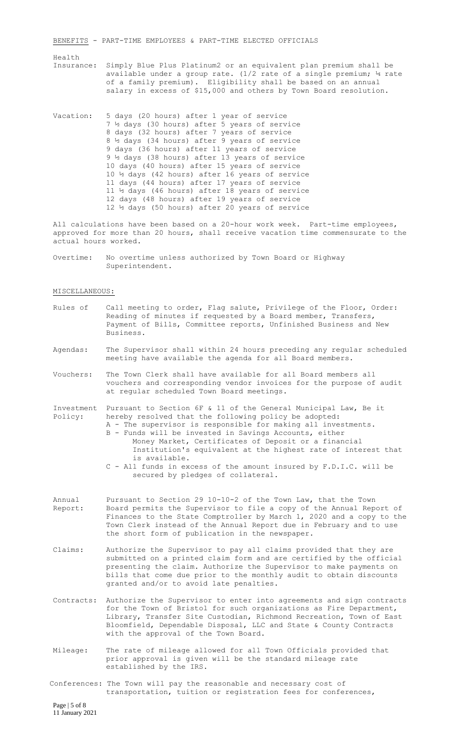BENEFITS - PART-TIME EMPLOYEES & PART-TIME ELECTED OFFICIALS

**Health Insurance:** Simply Blue Plus Platinum2 or an equivalent plan premium shall be available under a group rate. (1/2 rate of a single premium; ¼ rate of a family premium). Eligibility shall be based on an annual salary in excess of $15,000 and others by Town Board resolution.

**Vacation:**
- 5 days (20 hours) after 1 year of service
- 7 ½ days (30 hours) after 5 years of service
- 8 days (32 hours) after 7 years of service
- 8 ½ days (34 hours) after 9 years of service
- 9 days (36 hours) after 11 years of service
- 9 ½ days (38 hours) after 13 years of service
- 10 days (40 hours) after 15 years of service
- 10 ½ days (42 hours) after 16 years of service
- 11 days (44 hours) after 17 years of service
- 11 ½ days (46 hours) after 18 years of service
- 12 days (48 hours) after 19 years of service
- 12 ½ days (50 hours) after 20 years of service

All calculations have been based on a 20-hour work week. Part-time employees, approved for more than 20 hours, shall receive vacation time commensurate to the actual hours worked.

**Overtime:** No overtime unless authorized by Town Board or Highway Superintendent.

MISCELLANEOUS:

**Rules of Order:** Call meeting to order, Flag salute, Privilege of the Floor, Reading of minutes if requested by a Board member, Transfers, Payment of Bills, Committee reports, Unfinished Business and New Business.

**Agendas:** The Supervisor shall within 24 hours preceding any regular scheduled meeting have available the agenda for all Board members.

**Vouchers:** The Town Clerk shall have available for all Board members all vouchers and corresponding vendor invoices for the purpose of audit at regular scheduled Town Board meetings.

**Investment Policy:** Pursuant to Section 6F & 11 of the General Municipal Law, Be it hereby resolved that the following policy be adopted:
- A - The supervisor is responsible for making all investments.
- B - Funds will be invested in Savings Accounts, either Money Market, Certificates of Deposit or a financial Institution's equivalent at the highest rate of interest that is available.
- C - All funds in excess of the amount insured by F.D.I.C. will be secured by pledges of collateral.

**Annual Report:** Pursuant to Section 29 10-10-2 of the Town Law, that the Town Board permits the Supervisor to file a copy of the Annual Report of Finances to the State Comptroller by March 1, 2020 and a copy to the Town Clerk instead of the Annual Report due in February and to use the short form of publication in the newspaper.

**Claims:** Authorize the Supervisor to pay all claims provided that they are submitted on a printed claim form and are certified by the official presenting the claim. Authorize the Supervisor to make payments on bills that come due prior to the monthly audit to obtain discounts granted and/or to avoid late penalties.

**Contracts:** Authorize the Supervisor to enter into agreements and sign contracts for the Town of Bristol for such organizations as Fire Department, Library, Transfer Site Custodian, Richmond Recreation, Town of East Bloomfield, Dependable Disposal, LLC and State & County Contracts with the approval of the Town Board.

**Mileage:** The rate of mileage allowed for all Town Officials provided that prior approval is given will be the standard mileage rate established by the IRS.

**Conferences:** The Town will pay the reasonable and necessary cost of transportation, tuition or registration fees for conferences,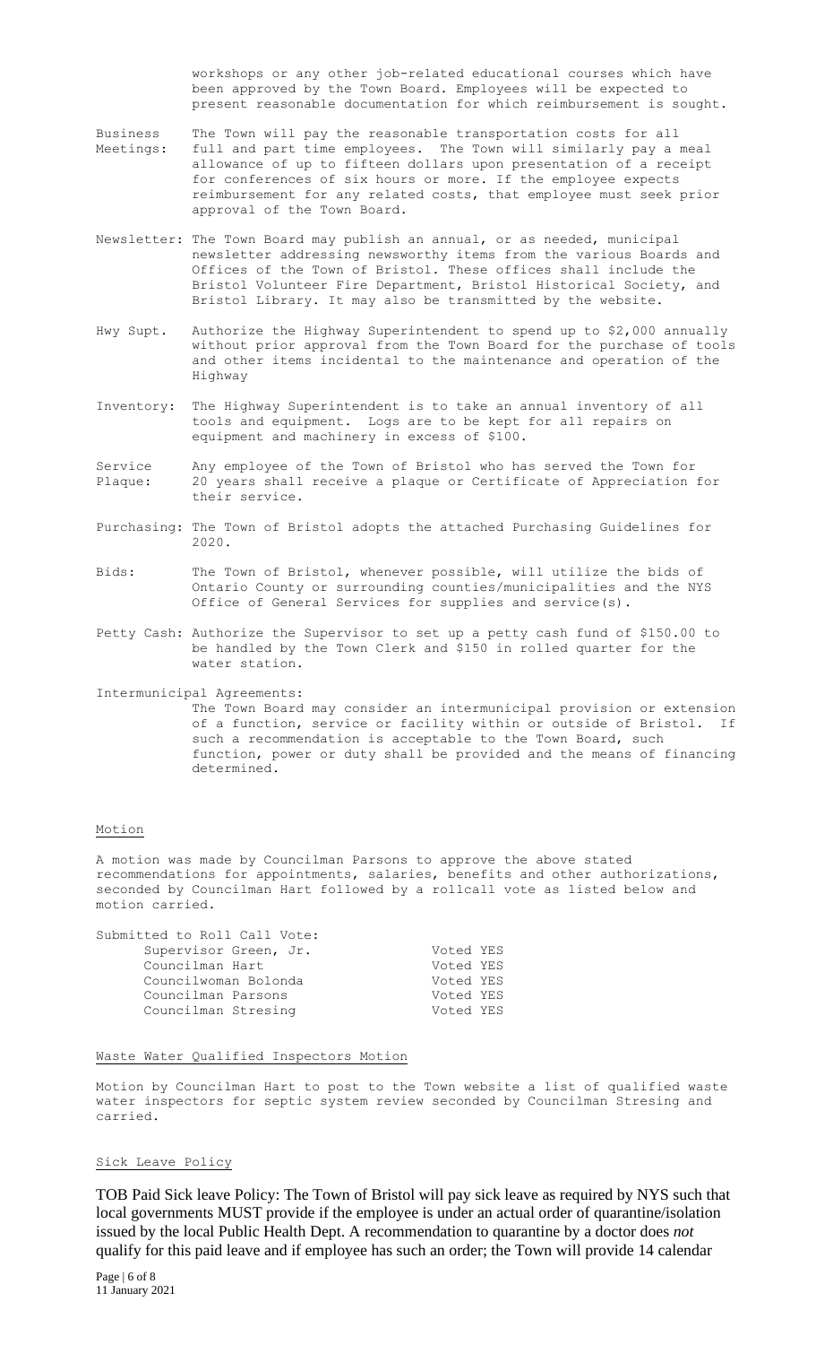workshops or any other job-related educational courses which have been approved by the Town Board. Employees will be expected to present reasonable documentation for which reimbursement is sought.

**Business Meetings:** The Town will pay the reasonable transportation costs for all full and part time employees. The Town will similarly pay a meal allowance of up to fifteen dollars upon presentation of a receipt for conferences of six hours or more. If the employee expects reimbursement for any related costs, that employee must seek prior approval of the Town Board.

**Newsletter:** The Town Board may publish an annual, or as needed, municipal newsletter addressing newsworthy items from the various Boards and Offices of the Town of Bristol. These offices shall include the Bristol Volunteer Fire Department, Bristol Historical Society, and Bristol Library. It may also be transmitted by the website.

**Hwy Supt.** Authorize the Highway Superintendent to spend up to $2,000 annually without prior approval from the Town Board for the purchase of tools and other items incidental to the maintenance and operation of the Highway

**Inventory:** The Highway Superintendent is to take an annual inventory of all tools and equipment. Logs are to be kept for all repairs on equipment and machinery in excess of $100.

**Service Plaque:** Any employee of the Town of Bristol who has served the Town for 20 years shall receive a plaque or Certificate of Appreciation for their service.

**Purchasing:** The Town of Bristol adopts the attached Purchasing Guidelines for 2020.

**Bids:** The Town of Bristol, whenever possible, will utilize the bids of Ontario County or surrounding counties/municipalities and the NYS Office of General Services for supplies and service(s).

**Petty Cash:** Authorize the Supervisor to set up a petty cash fund of $150.00 to be handled by the Town Clerk and $150 in rolled quarter for the water station.

**Intermunicipal Agreements:**
The Town Board may consider an intermunicipal provision or extension of a function, service or facility within or outside of Bristol. If such a recommendation is acceptable to the Town Board, such function, power or duty shall be provided and the means of financing determined.

## Motion

A motion was made by Councilman Parsons to approve the above stated recommendations for appointments, salaries, benefits and other authorizations, seconded by Councilman Hart followed by a rollcall vote as listed below and motion carried.

Submitted to Roll Call Vote:

| | |
|---|---|
| Supervisor Green, Jr. | Voted YES |
| Councilman Hart | Voted YES |
| Councilwoman Bolonda | Voted YES |
| Councilman Parsons | Voted YES |
| Councilman Stresing | Voted YES |

## Waste Water Qualified Inspectors Motion

Motion by Councilman Hart to post to the Town website a list of qualified waste water inspectors for septic system review seconded by Councilman Stresing and carried.

## Sick Leave Policy

TOB Paid Sick leave Policy: The Town of Bristol will pay sick leave as required by NYS such that local governments MUST provide if the employee is under an actual order of quarantine/isolation issued by the local Public Health Dept. A recommendation to quarantine by a doctor does *not* qualify for this paid leave and if employee has such an order; the Town will provide 14 calendar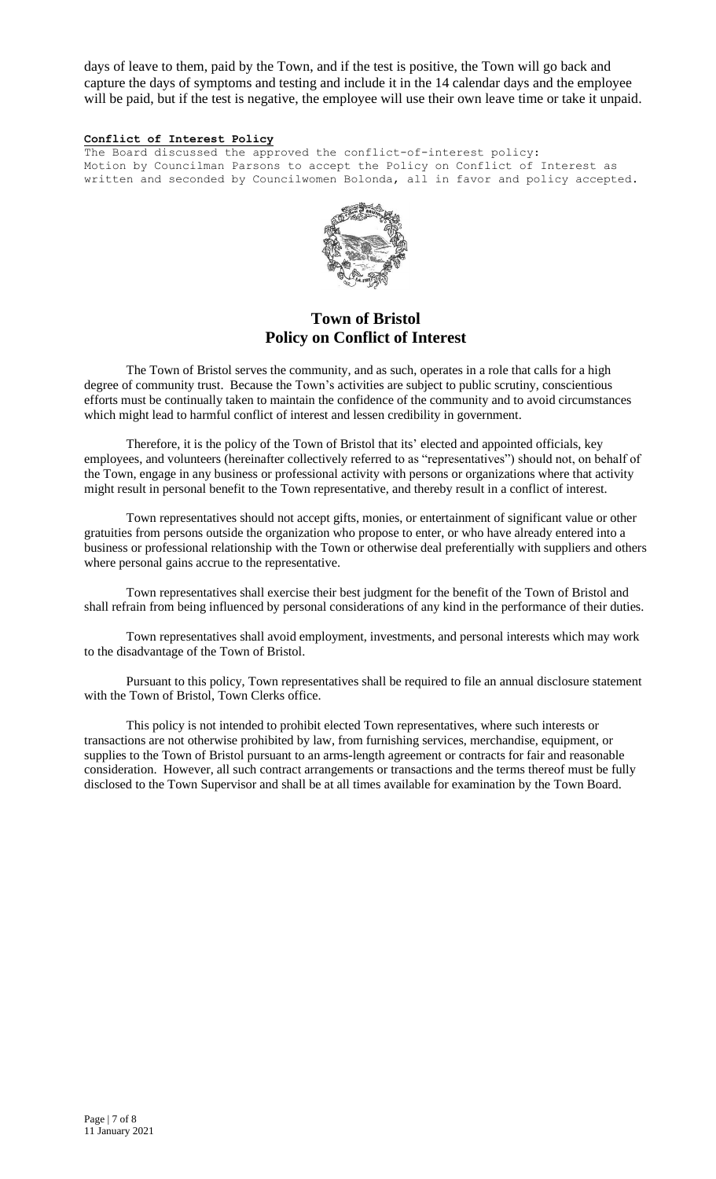days of leave to them, paid by the Town, and if the test is positive, the Town will go back and capture the days of symptoms and testing and include it in the 14 calendar days and the employee will be paid, but if the test is negative, the employee will use their own leave time or take it unpaid.

**Conflict of Interest Policy**

The Board discussed the approved the conflict-of-interest policy:
Motion by Councilman Parsons to accept the Policy on Conflict of Interest as written and seconded by Councilwomen Bolonda, all in favor and policy accepted.

## Town of Bristol
## Policy on Conflict of Interest

The Town of Bristol serves the community, and as such, operates in a role that calls for a high degree of community trust. Because the Town's activities are subject to public scrutiny, conscientious efforts must be continually taken to maintain the confidence of the community and to avoid circumstances which might lead to harmful conflict of interest and lessen credibility in government.

Therefore, it is the policy of the Town of Bristol that its' elected and appointed officials, key employees, and volunteers (hereinafter collectively referred to as "representatives") should not, on behalf of the Town, engage in any business or professional activity with persons or organizations where that activity might result in personal benefit to the Town representative, and thereby result in a conflict of interest.

Town representatives should not accept gifts, monies, or entertainment of significant value or other gratuities from persons outside the organization who propose to enter, or who have already entered into a business or professional relationship with the Town or otherwise deal preferentially with suppliers and others where personal gains accrue to the representative.

Town representatives shall exercise their best judgment for the benefit of the Town of Bristol and shall refrain from being influenced by personal considerations of any kind in the performance of their duties.

Town representatives shall avoid employment, investments, and personal interests which may work to the disadvantage of the Town of Bristol.

Pursuant to this policy, Town representatives shall be required to file an annual disclosure statement with the Town of Bristol, Town Clerks office.

This policy is not intended to prohibit elected Town representatives, where such interests or transactions are not otherwise prohibited by law, from furnishing services, merchandise, equipment, or supplies to the Town of Bristol pursuant to an arms-length agreement or contracts for fair and reasonable consideration. However, all such contract arrangements or transactions and the terms thereof must be fully disclosed to the Town Supervisor and shall be at all times available for examination by the Town Board.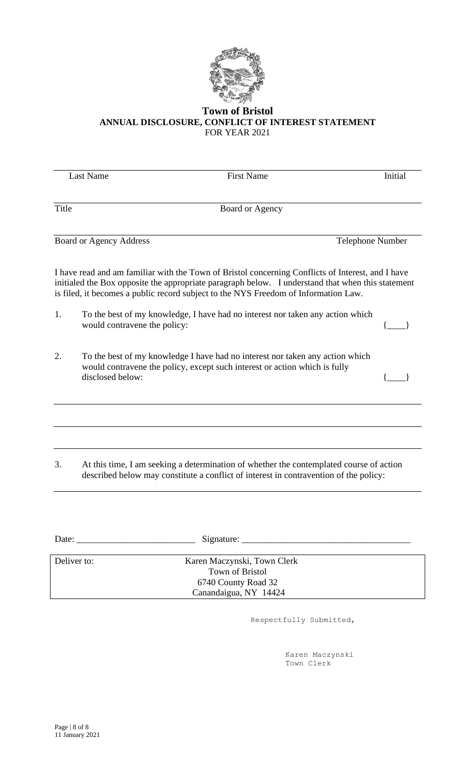**Town of Bristol**
**ANNUAL DISCLOSURE, CONFLICT OF INTEREST STATEMENT**
FOR YEAR 2021

| Last Name | First Name | Initial |
|---|---|---|

| Title | Board or Agency |
|---|---|

| Board or Agency Address | Telephone Number |
|---|---|

I have read and am familiar with the Town of Bristol concerning Conflicts of Interest, and I have initialed the Box opposite the appropriate paragraph below. I understand that when this statement is filed, it becomes a public record subject to the NYS Freedom of Information Law.

1. To the best of my knowledge, I have had no interest nor taken any action which would contravene the policy: {\_\_\_\_}

2. To the best of my knowledge I have had no interest nor taken any action which would contravene the policy, except such interest or action which is fully disclosed below: {\_\_\_\_}

3. At this time, I am seeking a determination of whether the contemplated course of action described below may constitute a conflict of interest in contravention of the policy:

Date: \_\_\_\_\_\_\_\_\_\_\_\_\_\_\_\_\_\_\_\_\_\_\_\_\_ Signature: \_\_\_\_\_\_\_\_\_\_\_\_\_\_\_\_\_\_\_\_\_\_\_\_\_\_\_\_\_\_\_\_\_\_\_\_

| | |
|---|---|
| Deliver to: | Karen Maczynski, Town Clerk<br>Town of Bristol<br>6740 County Road 32<br>Canandaigua, NY 14424 |

Respectfully Submitted,

Karen Maczynski
Town Clerk